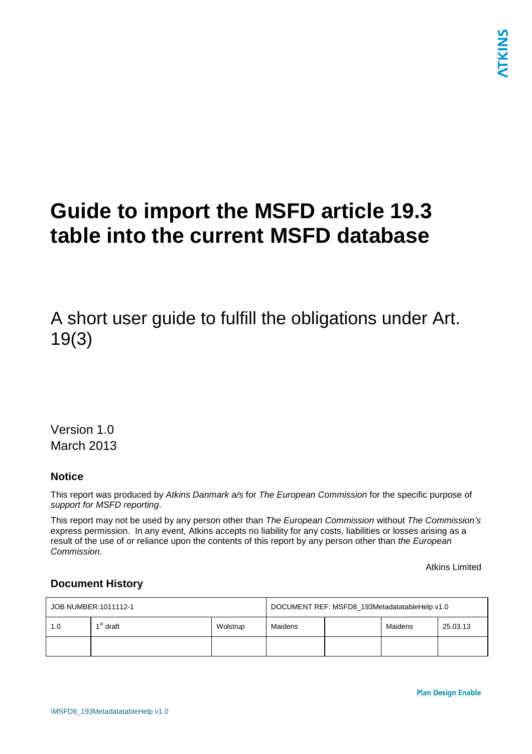# Guide to import the MSFD article 19.3 table into the current MSFD database

A short user guide to fulfill the obligations under Art. 19(3)

Version 1.0
March 2013

### Notice

This report was produced by *Atkins Danmark a/s* for *The European Commission* for the specific purpose of *support for MSFD reporting*.

This report may not be used by any person other than *The European Commission* without *The Commission's* express permission. In any event, Atkins accepts no liability for any costs, liabilities or losses arising as a result of the use of or reliance upon the contents of this report by any person other than *the European Commission*.

Atkins Limited

### Document History

| JOB NUMBER:1011112-1 | | | DOCUMENT REF: MSFD8_193MetadatatableHelp v1.0 | | | |
|---|---|---|---|---|---|---|
| 1.0 | 1st draft | Wolstrup | Maidens | | Maidens | 25.03.13 |
| | | | | | | |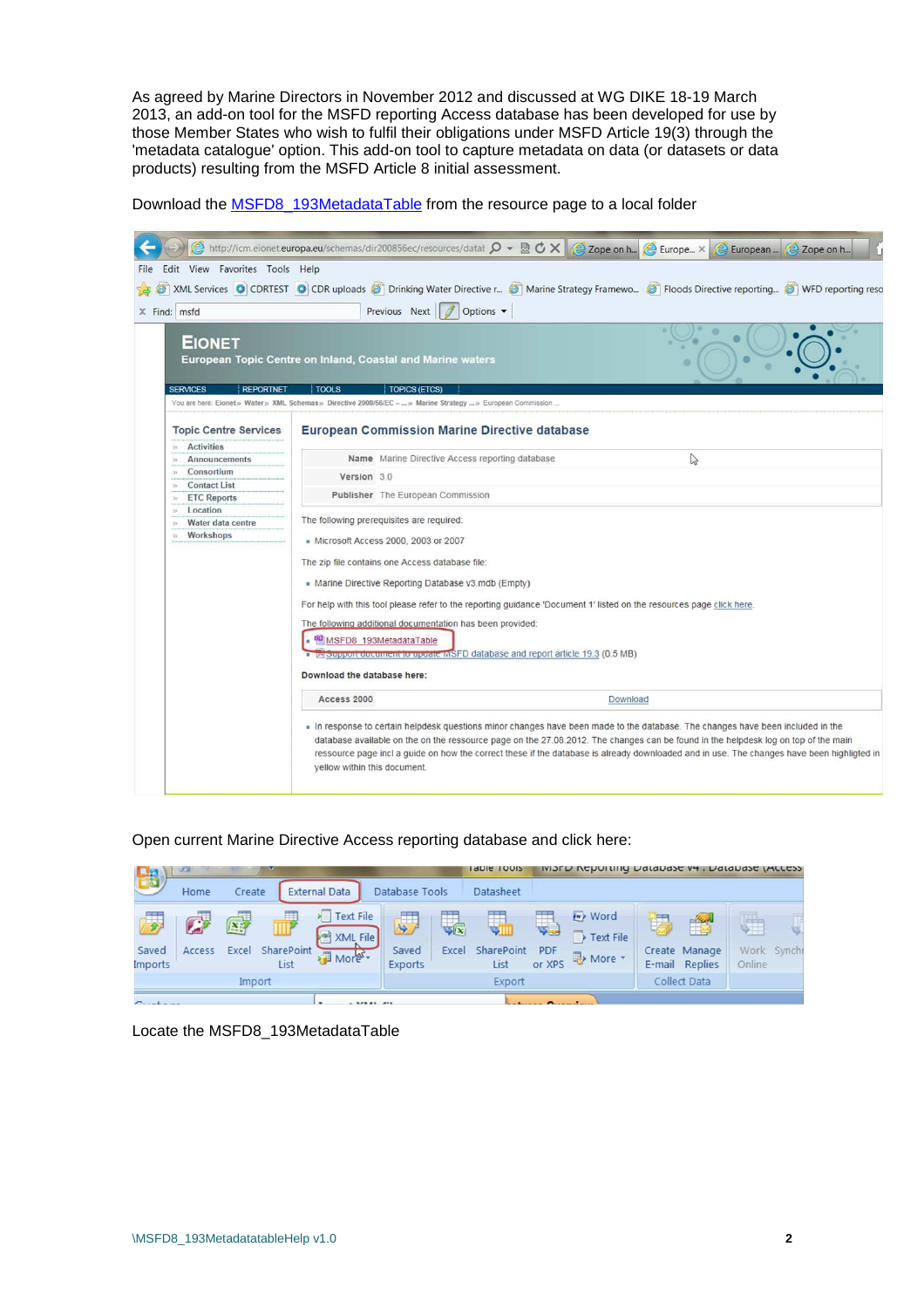As agreed by Marine Directors in November 2012 and discussed at WG DIKE 18-19 March 2013, an add-on tool for the MSFD reporting Access database has been developed for use by those Member States who wish to fulfil their obligations under MSFD Article 19(3) through the 'metadata catalogue' option. This add-on tool to capture metadata on data (or datasets or data products) resulting from the MSFD Article 8 initial assessment.

Download the MSFD8_193MetadataTable from the resource page to a local folder

Open current Marine Directive Access reporting database and click here:

Locate the MSFD8_193MetadataTable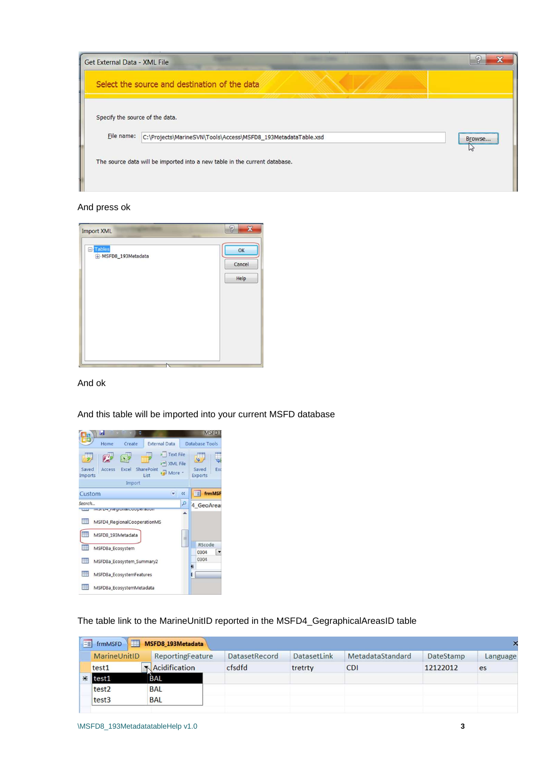And press ok

And ok

And this table will be imported into your current MSFD database

The table link to the MarineUnitID reported in the MSFD4_GegraphicalAreasID table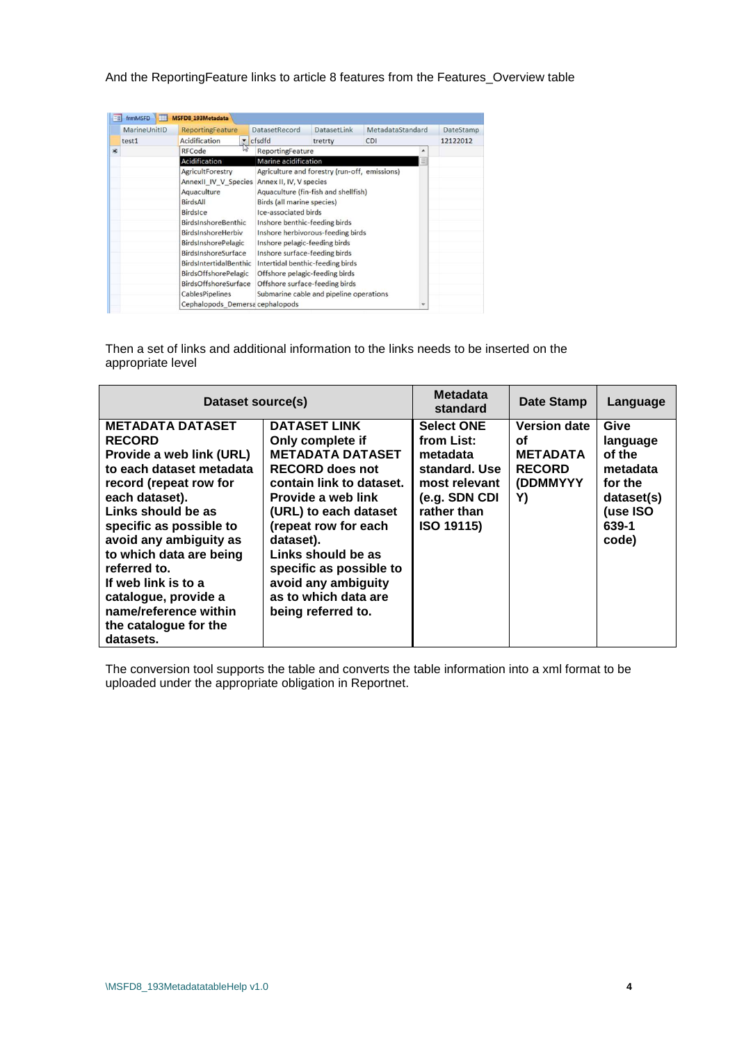And the ReportingFeature links to article 8 features from the Features_Overview table

| MarineUnitID | ReportingFeature | DatasetRecord | DatasetLink | MetadataStandard | DateStamp |
|---|---|---|---|---|---|
| test1 | Acidification | cfsdfd | tretrty | CDI | 12122012 |

| RFCode | ReportingFeature |
|---|---|
| Acidification | Marine acidification |
| AgricultForestry | Agriculture and forestry (run-off, emissions) |
| AnnexII_IV_V_Species | Annex II, IV, V species |
| Aquaculture | Aquaculture (fin-fish and shellfish) |
| BirdsAll | Birds (all marine species) |
| BirdsIce | Ice-associated birds |
| BirdsInshoreBenthic | Inshore benthic-feeding birds |
| BirdsInshoreHerbiv | Inshore herbivorous-feeding birds |
| BirdsInshorePelagic | Inshore pelagic-feeding birds |
| BirdsInshoreSurface | Inshore surface-feeding birds |
| BirdsIntertidalBenthic | Intertidal benthic-feeding birds |
| BirdsOffshorePelagic | Offshore pelagic-feeding birds |
| BirdsOffshoreSurface | Offshore surface-feeding birds |
| CablesPipelines | Submarine cable and pipeline operations |
| Cephalopods_Demersa | cephalopods |

Then a set of links and additional information to the links needs to be inserted on the appropriate level

| Dataset source(s) | | Metadata standard | Date Stamp | Language |
|---|---|---|---|---|
| **METADATA DATASET RECORD** Provide a web link (URL) to each dataset metadata record (repeat row for each dataset). Links should be as specific as possible to avoid any ambiguity as to which data are being referred to. If web link is to a catalogue, provide a name/reference within the catalogue for the datasets. | **DATASET LINK** Only complete if METADATA DATASET RECORD does not contain link to dataset. Provide a web link (URL) to each dataset (repeat row for each dataset). Links should be as specific as possible to avoid any ambiguity as to which data are being referred to. | **Select ONE from List:** metadata standard. Use most relevant (e.g. SDN CDI rather than ISO 19115) | **Version date of METADATA RECORD (DDMMYYYY)** | **Give language of the metadata for the dataset(s) (use ISO 639-1 code)** |

The conversion tool supports the table and converts the table information into a xml format to be uploaded under the appropriate obligation in Reportnet.